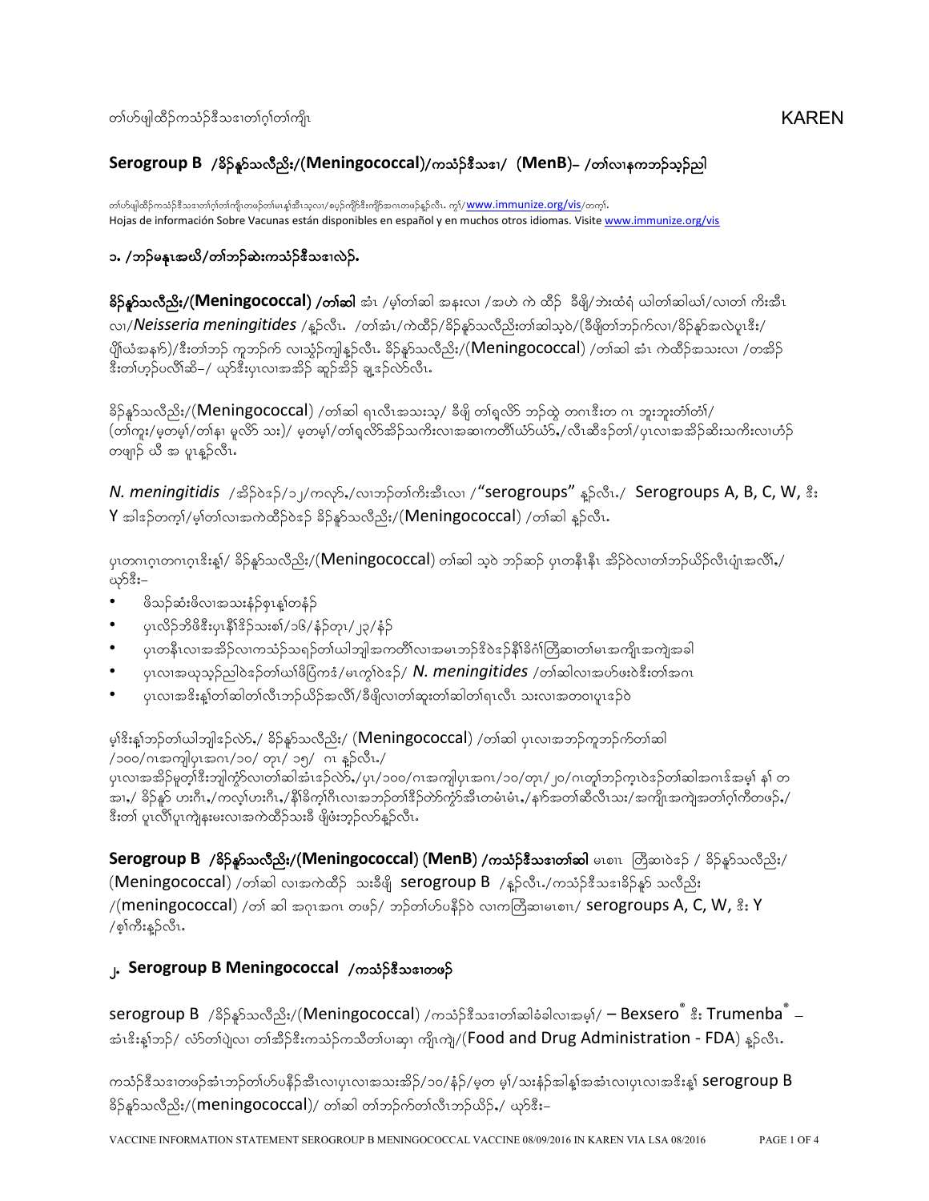တၢ်ဟ်ဖျါထီဉ်ကသံဉ်ဒီသဒၢတၢ်ဂ့ၢ်တၢ်ကျိၤ KAREN

## Serogroup B /ခိဉ်နူာ်သလီညိး/(Meningococcal)/ကသံဉ်ဒီသဒၢ/ (MenB)– /တၢ်လၢနကဘဉ်သ့ဉ်ညါ

တၢ်ဟ်ဖျါထီဉ်ကသံဉ်ဒီသဒၢတၢ်ဂ့ၢ်တၢ်ကျိၤတဖဉ်တၢ်မၤန့ၢ်အီၤသ့လၢ/စပ့ၣ်ကျိာ်ဒီးကျိာ်အဂၤတဖဉ်န့ၣ်လီၤ. တ့ၢ်/www.immunize.org/vis/တက့ၢ်.
Hojas de información Sobre Vacunas están disponibles en español y en muchos otros idiomas. Visite www.immunize.org/vis

### ၁. /ဘဉ်မနုၤအဃိ/တၢ်ဘဉ်ဆဲးကသံဉ်ဒီသဒၢလဲဉ်.

**ခိဉ်နူာ်သလီညိး/(Meningococcal) /တၢ်ဆါ** အံၤ /မ့ၢ်တၢ်ဆါ အနးလၢ /အဟဲ ကဲ ထီဉ် ခီဖျိ/ဘဲးထံရံ ယါတၢ်ဆါယၢ်/လၢတၢ် ကိးအီၤလၢ/*Neisseria meningitides* /န့ၣ်လီၤ. /တၢ်အံၤ/ကဲထီဉ်/ခိဉ်နူာ်သလီညိးတၢ်ဆါသ့ဝဲ/(ခီဖျိတၢ်ဘဉ်က်လၢ/ခိဉ်နူာ်အလဲပူၤဒီး/ပျိၢ်ယံအနၢ်)/ဒီးတၢ်ဘဉ် ကူဘဉ်က် လၢသွံဉ်ကျါန့ၣ်လီၤ. ခိဉ်နူာ်သလီညိး/(Meningococcal) /တၢ်ဆါ အံၤ ကဲထီဉ်အသးလၢ /တအိဉ်ဒီးတၢ်ဟ့ဉ်ပလီၢ်ဆိ–/ ဃုာ်ဒီးပှၤလၢအအိဉ် ဆူဉ်အိဉ် ချ့ၤဉ်လဲာ်လီၤ.

ခိဉ်နူာ်သလီညိး/(Meningococcal) /တၢ်ဆါ ရၤလီၤအသးသ့/ ခီဖျိ တၢ်ရှလိာ် ဘဉ်ထွဲ တဂၤဒီးတ ဂၤ ဘူးဘူးတၢ်တၢ်/(တၢ်ကူး/မ့တမ့ၢ်/တၢ်နၢ မူလိာ် သး)/ မ့တမ့ၢ်/တၢ်ရှလိာ်အိဉ်သကိးလၢအဆၢကတီၢ်ယံာ်ယံာ်./လီၤဆီဒ်တၢ်/ပှၤလၢအအိဉ်ဆိးသကိးလၢဟံဉ်တဖျၢဉ် ယီ အ ပူၤန့ၣ်လီၤ.

*N. meningitidis* /အိဉ်ဝဲဒ်/၁၂/ကလုာ်./လၢဘဉ်တၢ်ကိးအီၤလၢ /"serogroups" န့ၣ်လီၤ./ Serogroups A, B, C, W, ဒီး Y အါဒ်တက့ၢ်/မ့ၢ်တၢ်လၢအကဲထီဉ်ဝဲဒ် ခိဉ်နူာ်သလီညိး/(Meningococcal) /တၢ်ဆါ န့ၣ်လီၤ.

ပှၤတဂၤဂ့ၤတဂၤဂ့ၤဒီးန့ၢ်/ ခိဉ်နူာ်သလီညိး/(Meningococcal) တၢ်ဆါ သ့ဝဲ ဘဉ်ဆဉ် ပှၤတနီၤနီၤ အိဉ်ဝဲလၢတၢ်ဘဉ်ယိဉ်လီၤပျံၤအလီၢ်./ ဃုာ်ဒီး–

- ဖိသဉ်ဆံးဖိလၢအသးနံဉ်စုၤန့ၢ်တနံဉ်
- ပှၤလိဉ်ဘိဖိဒီးပှၤနီၢ်ဒိဉ်သးစၢ်/၁၆/နံဉ်တုၤ/၂၃/နံဉ်
- ပှၤတနီၤလၢအအိဉ်လၢကသံဉ်သရဉ်တၢ်ယါဘျါအကတီၢ်လၢအမၤဘဉ်ဒိဝဲဒ်နီၢ်ခိဂံၢ်ကြီဆၢတၢ်မၤအကျိၤအကျဲအခါ
- ပှၤလၢအယုသ့ဉ်ညါဝဲဒ်တၢ်ယါဖိပြကဒံ/မၤကွၢ်ဝဲဒ်/ *N. meningitides* /တၢ်ဆါလၢအဟ်ဖးဝဲဒီးတၢ်အဂၤ
- ပှၤလၢအဒိးန့ၢ်တၢ်ဆါတၢ်လီၤဘဉ်ယိဉ်အလီၢ်/ခီဖျိလၢတၢ်ဆူးတၢ်ဆါတၢ်ရၤလီၤ သးလၢအတဝၢပူၤဒဉ်ဝဲ

မ့ၢ်ဒီးန့ၢ်ဘဉ်တၢ်ယါဘျါဒဉ်လဲာ်./ ခိဉ်နူာ်သလီညိး/ (Meningococcal) /တၢ်ဆါ ပှၤလၢအဘဉ်ကူဘဉ်က်တၢ်ဆါ /၁၀၀/ဂၤအကျါပှၤအဂၤ/၁၀/ တုၤ/ ၁၅/ ဂၤ န့ၣ်လီၤ./ ပှၤလၢအအိဉ်မူတ့ၢ်ဒီးဘျါကွံာ်လၢတၢ်ဆါအံၤဒဉ်လဲာ်./ပှၤ/၁၀၀/ဂၤအကျါပှၤအဂၤ/၁၀/တုၤ/၂၀/ဂၤတ့ၢ်ဘဉ်ကူၤဝဲဒဉ်တၢ်ဆါအဂၤဒ်အမ့ၢ် နၢ် တအၢ./ ခိဉ်နူာ် ဟးဂီၤ./ကလ့ၢ်ဟးဂီၤ./နီၢ်ခိက့ၢ်ဂီၤလၢအဘဉ်တၢ်ဒိဉ်တဲာ်ကွံာ်အီၤတမံၤမံၤ./နာ်အတၢ်ဆီလီၤသး/အကျိၤအကျဲအတၢ်ဂ့ၢ်ကီတဖဉ်./ဒီးတၢ် ပူၤလီၢ်ပှၤကျဲနးမးလၢအကဲထီဉ်သးဒီ ဖျိဖးဘဉ်လာ်န့ၣ်လီၤ.

**Serogroup B /ခိဉ်နူာ်သလီညိး/(Meningococcal) (MenB) /ကသံဉ်ဒီသဒၢတၢ်ဆါ** မၤစၢၤ ကြီဆၢဝဲဒ် / ခိဉ်နူာ်သလီညိး/(Meningococcal) /တၢ်ဆါ လၢအကဲထိဉ် သးခီဖျိ serogroup B /န့ၣ်လီၤ./ကသံဉ်ဒီသဒၢခိဉ်နူာ် သလီညိး/(meningococcal) /တၢ် ဆါ အဂုၤအဂၤ တဖဉ်/ ဘဉ်တၢ်ဟ်ပနီဉ်ဝဲ လၢကကြီဆၢမၤစၢၤ/ serogroups A, C, W, ဒီး Y /စ့ၢ်ကီးန့ၣ်လီၤ.

### ၂. Serogroup B Meningococcal /ကသံဉ်ဒီသဒၢတဖဉ်

serogroup B /ခိဉ်နူာ်သလီညိး/(Meningococcal) /ကသံဉ်ဒီသဒၢတၢ်ဆါခံခါလၢအမ့ၢ်/ – Bexsero® ဒီး Trumenba® – အံၤဒီးန့ၢ်ဘဉ်/ လံာ်တၢ်ပျဲလၢ တၢ်အိဉ်ဒီးကသံဉ်ကသီတၢ်ပၢဆှၢ ကျိၤကျဲ/(Food and Drug Administration - FDA) န့ၣ်လီၤ.

ကသံဉ်ဒီသဒၢတဖဉ်အံၤဘဉ်တၢ်ဟ်ပနီဉ်အီၤလၢပှၤလၢအသးအိဉ်/၁၀/နံဉ်/မ့တ မ့ၢ်/သးနံဉ်အါန့ၢ်အအံၤလၢပှၤလၢအဒိးန့ၢ် serogroup B ခိဉ်နူာ်သလီညိး/(meningococcal)/ တၢ်ဆါ တၢ်ဘဉ်က်တၢ်လီၤဘဉ်ယိဉ်./ ဃုာ်ဒီး–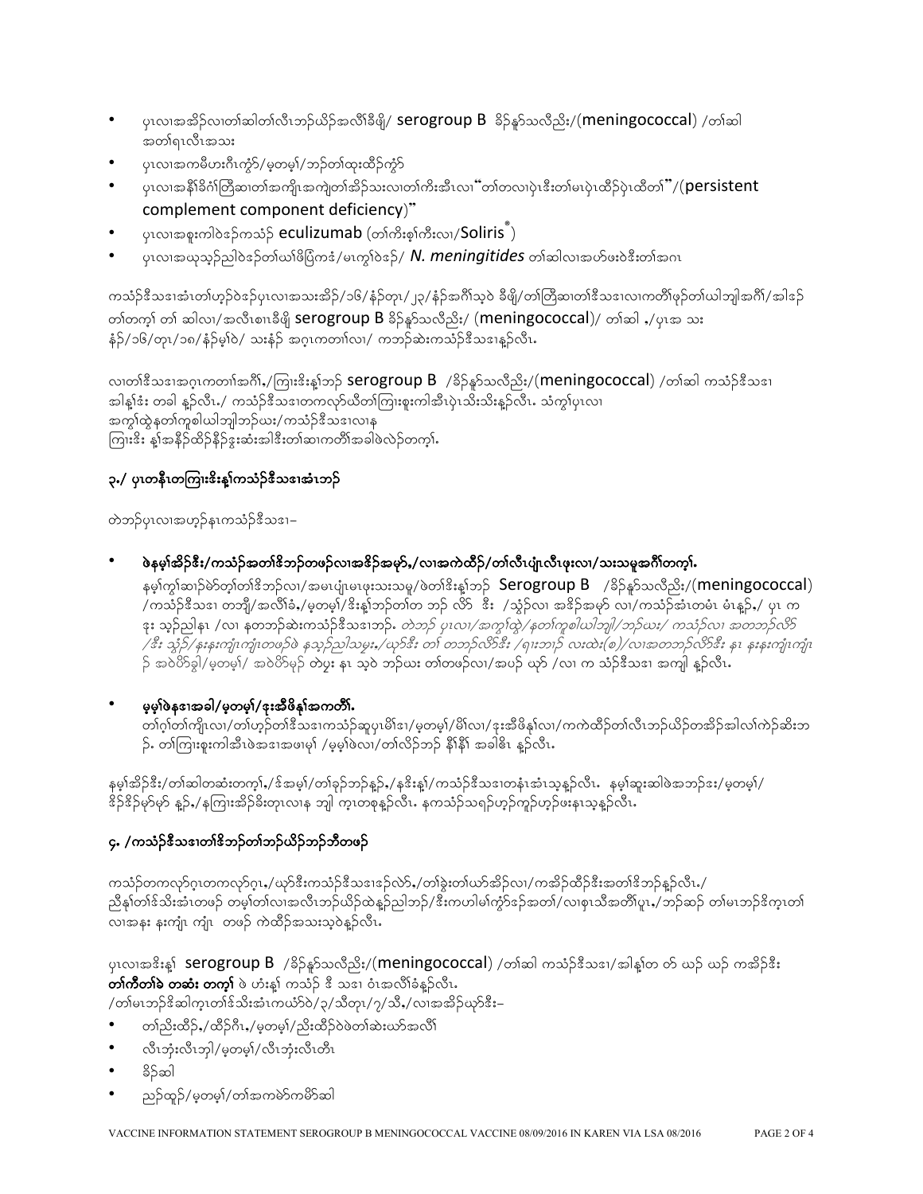- ပှၤလၢအအိၣ်လၢတၢ်ဆါတၢ်လီၤဘၣ်ယိၣ်အလီၢ်ခီဖျိ/ serogroup B ခိၣ်နူာ်သလီညီး/(meningococcal) /တၢ်ဆါ အတၢ်ရၤလီၤအသး
- ပှၤလၢအကမီဟးဂီၤကွံာ်/မ့တမ့ၢ်/ဘၣ်တၢ်ထုးထိၣ်ကွံာ်
- ပှၤလၢအနီၢ်ခိက်ဘြီဆၢတၢ်အကျိၤအကျဲတၢ်အိၣ်သးလၢတၢ်ကီးအီၤလၢ "တၢ်တလၢပှဲၤဒီးတၢ်မၤပှဲၤထိၣ်ပှဲၤထီတၢ်"/(persistent complement component deficiency)"
- ပှၤလၢအစူးကါဝဲဒၣ်ကသံၣ် eculizumab (တၢ်ကီးစ့ၢ်ကီးလၢ/Soliris®)
- ပှၤလၢအယုသ့ၣ်ညါဝဲဒၣ်တၢ်ယၢ်ဖိပြံကဒံ/မၤကွၢ်ဝဲဒၣ်/ *N. meningitides* တၢ်ဆါလၢအဟ်ဖးဝဲဒီးတၢ်အဂၤ

ကသံၣ်ဒီသဒၢအံၤတၢ်ဟ့ၣ်ဝဲဒၣ်ပှၤလၢအသးအိၣ်/၁၆/နံၣ်တုၤ/၂၃/နံၣ်အဂီၢ်သ့ဝဲ ခီဖျိ/တၢ်ဘြီဆၢတၢ်ဒီသဒၢလၢကတီၢ်ဖုာ်တၢ်ယါဘျါအဂီၢ်/အါဒၣ် တၢ်တက့ၢ် တၢ် ဆါလၢ/အလီၤစၢၤခီဖျိ serogroup B ခိၣ်နူာ်သလီညီး/ (meningococcal)/ တၢ်ဆါ ./ပှၤအ သး နံၣ်/၁၆/တုၤ/၁၈/နံၣ်မ့ၢ်ဝဲ/ သးနံၣ် အဂ့ၤကတၢၢ်လၢ/ ကဘၣ်ဆဲးကသံၣ်ဒီသဒၢန့ၣ်လီၤ.

လၢတၢ်ဒီသဒၢအဂ့ၤကတၢၢ်အဂီၢ်./ကြၢးဒိးန့ၢ်ဘၣ် serogroup B /ခိၣ်နူာ်သလီညီး/(meningococcal) /တၢ်ဆါ ကသံၣ်ဒီသဒၢ အါန့ၢ်ဒံး တခါ န့ၣ်လီၤ./ ကသံၣ်ဒီသဒၢတကလုာ်ယီတၢ်ကြၢးစူးကါအီၤပှဲၤသိးသိးန့ၣ်လီၤ. သံကွၢ်ပှၤလၢ အကွၢ်ထွဲနတၢ်ကူစါယါဘျါဘၣ်ယး/ကသံၣ်ဒီသဒၢလၢန ကြၢးဒိး န့ၢ်အနီၣ်ထိၣ်နီၣ်ဒွးဆံးအါဒိးတၢ်ဆၢကတီၢ်အခါဖဲလဲၣ်တက့ၢ်.

## ၃./ ပှၤတနီၤတကြၢးဒိးန့ၢ်ကသံၣ်ဒီသဒၢအံၤဘၣ်

တဲဘၣ်ပှၤလၢအဟ့ၣ်နၤကသံၣ်ဒီသဒၢ–

- **ဖဲနမ့ၢ်အိၣ်ဒီး/ကသံၣ်အတၢ်ဒိဘၣ်တဖၣ်လၢအဒိၣ်အမုာ်./လၢအကဲထိၣ်/တၢ်လီၤပျံၤလီၤဖုးလၢ/သးသမူအဂီၢ်တက့ၢ်.**
  နမ့ၢ်ကွၢ်ဆၢဉ်မဲာ်တ့ၢ်တၢ်ဒိဘၣ်လၢ/အမၤပျံၤမၤဖုးသးသမူ/ဖဲတၢ်ဒိးန့ၢ်ဘၣ် Serogroup B /ခိၣ်နူာ်သလီညီး/(meningococcal) /ကသံၣ်ဒီသဒၢ တဘျီ/အလီၢ်ခံ./မ့တမ့ၢ်/ဒိးန့ၢ်ဘၣ်တၢ်တ ဘၣ် လိာ် ဒီး /သွံၣ်လၢ အဒိၣ်အမုာ် လၢ/ကသံၣ်အံၤတမံၤ မံၤန့ၣ်./ ပှၤ က ဒုး သ့ၣ်ညါနၤ /လၢ နတဘၣ်ဆဲးကသံၣ်ဒီသဒၢဘၣ်. *တဲဘၣ် ပှၤလၢ/အကွၢ်ထွဲ/နတၢ်ကူစါယါဘျါ/ဘၣ်ယး/ ကသံၣ်လၢ အတဘၣ်လိာ် /ဒီး သွံၣ်/နးနးကျံၤကျံၤတဖၣ်ဖဲ နသ့ၣ်ညါသမ့း./ယုာ်ဒီး တၢ် တဘၣ်လိာ်ဒီး /ရၤဘၢၣ် လးထဲး(စ)/လၢအတဘၣ်လိာ်ဒီး နၤ နးနးကျံၤကျံၤ ၣ် အဝဲပိာ်ခွါ/မ့တမ့ၢ်/ အဝဲပိာ်မုာ် တဲပှး နၤ သ့ဝဲ ဘၣ်ယး တၢ်တဖၣ်လၢ/အပၣ် ယုာ် /လၢ က သံၣ်ဒီသဒၢ အကျါ န့ၣ်လီၤ.*

- **မ့မ့ၢ်ဖဲနဒၢအခါ/မ့တမ့ၢ်/ဒုးအီဖိန့ၢ်အကတီၢ်.**
  တၢ်ဂ့ၢ်တၢ်ကျိၤလၢ/တၢ်ဟ့ၣ်တၢ်ဒီသဒၢလၢကသံၣ်ဆူပှၤမိၢ်ဒၢ/မ့တမ့ၢ်/မိၢ်လၢ/ဒုးအီဖိန့ၢ်လၢ/ကကဲထိၣ်တၢ်လီၤဘၣ်ယိၣ်တအိၣ်အါလၢ်ကဲၣ်ဆီးဘ ၣ်. တၢ်ကြၢးစူးကါအီၤဖဲအဒၢအဖၢမ့ၢ် /မ့မ့ၢ်ဖဲလၢ/တၢ်လိၣ်ဘၣ် နီၢ်နီၢ် အခါဓိၤ နူာ်လီၤ.

နမ့ၢ်အိၣ်ဒီး/တၢ်ဆါတဆံးတက့ၢ်./ဒ်အမ့ၢ်/တၢ်ခုဉ်ဘၣ်နူာ်./နဒိးန့ၢ်/ကသံၣ်ဒီသဒၢတနံၤအံၤသ့န့ၣ်လီၤ. နမ့ၢ်ဆူးဆါဖဲအဘၣ်ဒး/မ့တမ့ၢ်/ ဒိၣ်ဒိၣ်မုာ်မုာ် န့ၣ်./နကြၢးအိၣ်ခိးတုၤလၢန ဘျါ က့ၤတစုန့ၣ်လီၤ. နကသံၣ်သရၣ်ဟ့ၣ်ကူၣ်ဟ့ၣ်ဖးနၤသ့န့ၣ်လီၤ.

## ၄. /ကသံၣ်ဒီသဒၢတၢ်ဒိဘၣ်တၢ်ဘၣ်ယိၣ်ဘၣ်ဘီတဖၣ်

ကသံၣ်တကလုာ်ဂ့ၤတကလုာ်ဂ့ၤ./ယုာ်ဒီးကသံၣ်ဒီသဒၢဒၣ်လဲာ်./တၢ်ခွဲးတၢ်ယာ်အိၣ်လၢ/ကအိၣ်ထိၣ်ဒီးအတၢ်ဒိဘၣ်နူာ်လီၤ./ ညီနှၢ်တၢ်ဒ်သိးအံၤတဖၣ် တမ့ၢ်တၢ်လၢအလီၤဘၣ်ယိၣ်ထဲနူာ်ညါဘၣ်/ဒီးကဟါမၢ်ကွံာ်ဒၣ်အတၢ်/လၢစှၤသီအတီၢ်ပူၤ./ဘၣ်ဆၣ် တၢ်မၤဘၣ်ဒိက့ၤတၢ် လၢအန နးကျံၤ ကျံၤ တဖၣ် ကဲထိၣ်အသးသ့ဝဲန့ၣ်လီၤ.

ပှၤလၢအဒိးန့ၢ် serogroup B /ခိၣ်နူာ်သလီညီး/(meningococcal) /တၢ်ဆါ ကသံၣ်ဒီသဒၢ/အါန့ၢ်တ တ် ယၣ် ယၣ် ကအိၣ်ဒီး **တၢ်ကီတၢ်ခဲ တဆံး တက့ၢ်** ဖဲ ဟံးန့ၢ် ကသံၣ် ဒီ သဒၢ ဝံၤအလီၢ်ခံန့ၣ်လီၤ.
/တၢ်မၤဘၣ်ဒိဆါက့ၤတၢ်ဒ်သိးအံၤကယံာ်ဝဲ/၃/သီတုၤ/၇/သီ./လၢအအိၣ်ယုာ်ဒီး–

- တၢ်ညီးထိၣ်./ထိၣ်ဂီၤ./မ့တမ့ၢ်/ညီးထိၣ်ဝဲဖဲတၢ်ဆဲးယာ်အလီၢ်
- လီၤဘုံးလီၤဘုါ/မ့တမ့ၢ်/လီၤဘုံးလီၤတီၤ
- ခိၣ်ဆါ
- ညဉ်ထုဉ်/မ့တမ့ၢ်/တၢ်အကမဲာ်ကမိာ်ဆါ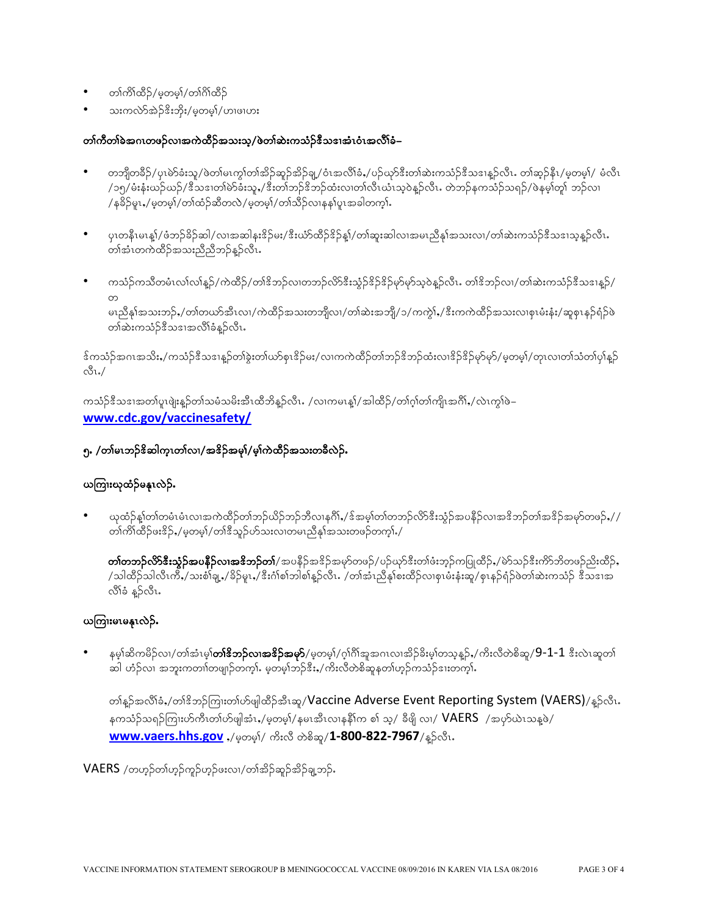- တၢ်ကိၢ်ထိဉ်/မ့တမ့ၢ်/တၢ်ဂိၢ်ထိဉ်
- သးကလဲာ်အဲဉ်ဒီးဘိုး/မ့တမ့ၢ်/ဟၢဖၢဟး

**တၢ်ကီတၢ်ခဲအဂၤတဖဉ်လၢအကဲထိဉ်အသးသ့/ဖဲတၢ်ဆဲးကသံဉ်ဒီသဒၢအံၤဝံၤအလီၢ်ခံ–**

- တဘျီတခီဉ်/ပှၤမဲာ်ခံးသူ/ဖဲတၢ်မၤကွၢ်တၢ်အိဉ်ဆူဉ်အိဉ်ချ့/ဝံၤအလီၢ်ခံ,/ပဉ်ယှာ်ဒီးတၢ်ဆဲးကသံဉ်ဒီသဒၢန့ဉ်လီၤ. တၢ်ဆ့ဉ်နီၤ/မ့တမ့ၢ်/ မံလီၤ /၁၅/မံးနံးယဉ်ယဉ်/ဒီသဒၢတၢ်မဲာ်ခံးသူ,/ဒီးတၢ်ဘဉ်ဒိဘဉ်ထံးလၢတၢ်လီၤယံၤသ့ဝဲန့ဉ်လီၤ. တဲဘဉ်နကသံဉ်သရဉ်/ဖဲနမ့ၢ်တူၢ် ဘဉ်လၢ /နခိဉ်မူၤ,/မ့တမ့ၢ်/တၢ်ထံဉ်ဆီတလဲ/မ့တမ့ၢ်/တၢ်သိဉ်လၢနနၢ်ပူၤအခါတက့ၢ်.

- ပှၤတနီၤမၤန့ၢ်/ဖံဘဉ်ခိဉ်ဆါ/လၢအဆါနးဒိဉ်မး/ဒီးယံာ်ထိဉ်ဒိဉ်န့ၢ်/တၢ်ဆူးဆါလၢအမၤညီနုၢ်အသးလၢ/တၢ်ဆဲးကသံဉ်ဒီသဒၢသ့န့ဉ်လီၤ. တၢ်အံၤတကဲထိဉ်အသးညီညီဘဉ်နှဉ်လီၤ.

- ကသံဉ်ကသီတမံၤလၢ်လၢ်န့ဉ်/ကဲထိဉ်/တၢ်ဒိဘဉ်လၢတဘဉ်လိာ်ဒီးသွံဉ်ဒိဉ်ဒိဉ်မုာ်မုာ်သ့ဝဲန့ဉ်လီၤ. တၢ်ဒိဘဉ်လၢ/တၢ်ဆဲးကသံဉ်ဒီသဒၢန့ဉ်/ တ မညီနုၢ်အသးဘဉ်,/တၢ်တယာ်အီၤလၢ/ကဲထိဉ်အသးတဘျီလၢ/တၢ်ဆဲးအဘျီ/၁/ကကွဲၢ်,/ဒီးကကဲထိဉ်အသးလၢစှၤမံးနံး/ဆူစှၤနဉ်ရံဉ်ဖဲ တၢ်ဆဲးကသံဉ်ဒီသဒၢအလီၢ်ခံန့ဉ်လီၤ.

ဒ်ကသံဉ်အဂၤအသိး,/ကသံဉ်ဒီသဒၢန့ဉ်တၢ်ခွဲးတၢ်ယာ်စှၤဒိဉ်မး/လၢကကဲထိဉ်တၢ်ဒိဘဉ်ထံးလၢဒိဉ်ဒိဉ်မုာ်မုာ်/မ့တမ့ၢ်/တုၤလၢတၢ်သံတၢ်ပှၢ်န့ဉ် လီၤ./

ကသံဉ်ဒီသဒၢအတၢ်ပူၤဖျဲးန့ဉ်တၢ်သမံသမိးအီၤထိဘိန့ဉ်လီၤ. /လၢကမၤန့ၢ်/အါထိဉ်/တၢ်ဂ့ၢ်တၢ်ကျိၤအဂိၢ်,/လဲၤကွၢ်ဖဲ– **www.cdc.gov/vaccinesafety/**

## ၅. /တၢ်မၤဘဉ်ဒီဆါက့ၤတၢ်လၢ/အဒိဉ်အမှ့ၢ်/မ့ၢ်ကဲထိဉ်အသးတခီလဲဉ်.

### ယကြၢးယုထံဉ်မနုၤလဲဉ်.

- ယုထံဉ်နှၢ်တၢ်တမံၤမံၤလၢအကဲထိဉ်တၢ်ဘဉ်ယိဉ်ဘဉ်ဘိလၢနဂိၢ်,/ဒ်အမ့ၢ်တၢ်တဘဉ်လိာ်ဒီးသွံဉ်အပနိဉ်လၢအဒိဘဉ်တၢ်အဒိဉ်အမုာ်တဖဉ်,// တၢ်ကိၢ်ထိဉ်ဖးဒိဉ်,/မ့တမ့ၢ်/တၢ်ဒိသူဉ်ဟ်သးလၢတမၤညီနုၢ်အသးတဖဉ်တက့ၢ်./

  **တၢ်တဘဉ်လိာ်ဒီးသွံဉ်အပနိဉ်လၢအဒိဘဉ်တၢ်**/အပနိဉ်အဒိဉ်အမုာ်တဖဉ်/ပဉ်ယှာ်ဒီးတၢ်ဖံးဘ့ဉ်ကပြုထိဉ်,/မဲာ်သဉ်ဒီးကိာ်ဘိတဖဉ်ညီးထိဉ်, /သါထိဉ်သါလီၤကီ,/သးစံၢ်ချ့,/ခိဉ်မူၤ,/ဒီးဂံၢ်စၢ်ဘါစၢ်န့ဉ်လီၤ. /တၢ်အံၤညီနုၢ်စးထိဉ်လၢစှၤမံးနံးဆူ/စှၤနဉ်ရံဉ်ဖဲတၢ်ဆဲးကသံဉ် ဒီသဒၢအ လီၢ်ခံ န့ဉ်လီၤ.

### ယကြၢးမၤမနုၤလဲဉ်.

- နမ့ၢ်ဆိကမိဉ်လၢ/တၢ်အံၤမ့ၢ်**တၢ်ဒိဘဉ်လၢအဒိဉ်အမုာ်**/မ့တမ့ၢ်/ဂ့ၢ်ဂိၢ်အူအဂၤလၢအိဉ်ခိးမုၢ်တသ့န့ဉ်,/ကိးလီတဲစိဆူ/9-1-1 ဒီးလဲၤဆူတၢ် ဆါ ဟံဉ်လၢ အဘူးကတၢၢ်တဖျာဉ်တက့ၢ်. မ့တမ့ၢ်ဘဉ်ဒီး,/ကိးလီတဲစိဆူနတၢ်ဟ့ဉ်ကသံဉ်ဒၢးတက့ၢ်.

  တၢ်နဉ်အလီၢ်ခံ,/တၢ်ဒိဘဉ်ကြၢးတၢ်ဟ်ဖျါထိဉ်အီၤဆူ/Vaccine Adverse Event Reporting System (VAERS)/န့ဉ်လီၤ. နကသံဉ်သရဉ်ကြၢးဟ်ကီၤတၢ်ဟ်ဖျါအံၤ,/မ့တမ့ၢ်/နမၤအီၤလၢနနီၢ်က စၢ် သ့/ ခီဖျိ လၢ/ VAERS /အပှာ်ယဲၤသန့ဖဲ/ **www.vaers.hhs.gov** ./မ့တမ့ၢ်/ ကိးလီ တဲစိဆူ/**1-800-822-7967**/န့ဉ်လီၤ.

VAERS /တဟ့ဉ်တၢ်ဟ့ဉ်ကူဉ်ဟ့ဉ်ဖးလၢ/တၢ်အိဉ်ဆူဉ်အိဉ်ချ့ဘဉ်.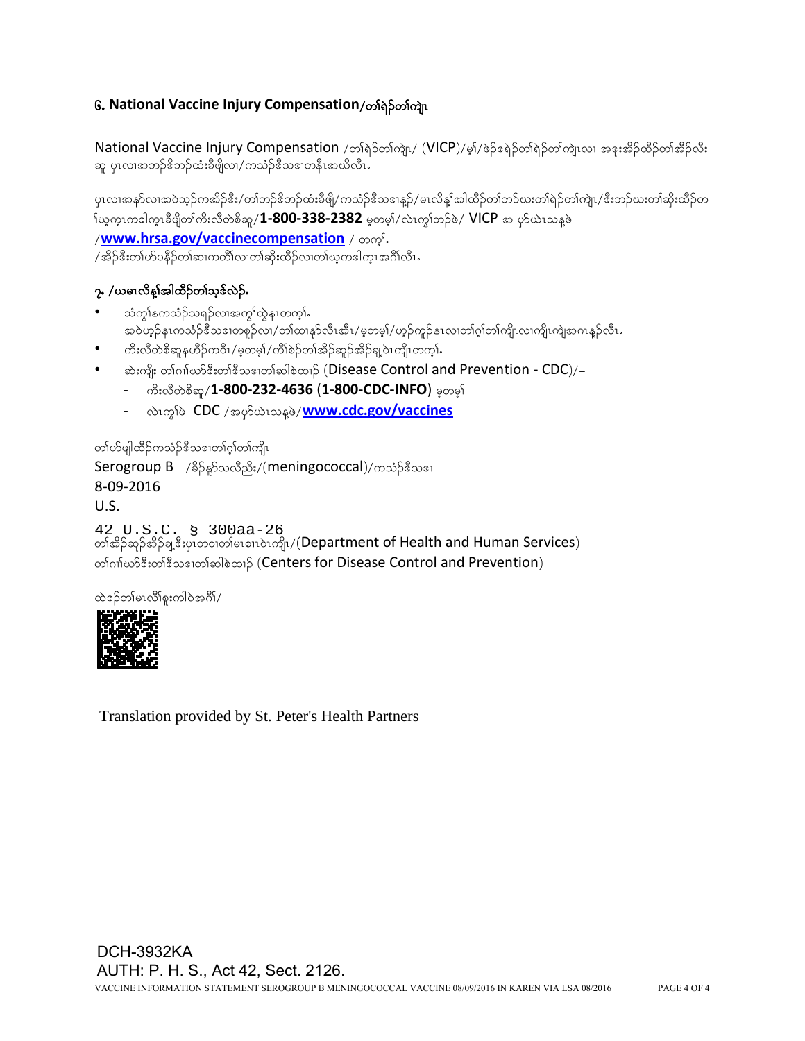## ၆. National Vaccine Injury Compensation/တၢ်ရဲ၃်တၢ်ကျဲ၊

National Vaccine Injury Compensation /တၢ်ရဲ၃်တၢ်ကျဲ၊/ (VICP)/မ့ၢ်/ဖဲ၃်ဒရဲ၃်တၢ်ရဲ၃်တၢ်ကျဲ၊လၢ အဒုးအိ၃်ထိ၃်တၢ်အိ၃်လီး ဆူ ပှၤလၢအဘ၃်ဒီဘ၃်ထံးခီဖျိလၢ/ကသံ၃်ဒီသဒၢတနီၤအဃိလီၤ.

ပှၤလၢအနာ်လၢအဝဲသ့၃်ကအိ၃်ဒီး/တၢ်ဘ၃်ဒီဘ၃်ထံးခီဖျိ/ကသံ၃်ဒီသဒၢန့၃်/မၤလိန့ၢ်အါထိ၃်တၢ်ဘ၃်ယးတၢ်ရဲ၃်တၢ်ကျဲ၊/ဒီးဘ၃်ယးတၢ်ဆိုးထိ၃်တ ၢ်ယ့က့ၤကဒါက့ၤခီဖျိတၢ်ကိးလီတဲစိဆူ/**1-800-338-2382** မ့တမ့ၢ်/လဲၤကွၢ်ဘ၃်ဖဲ/ VICP အ ပှ၃်ယဲၤသန့ဖဲ /**www.hrsa.gov/vaccinecompensation** / တက့ၢ်.
/အိ၃်ဒီးတၢ်ဟ်ပနီ၃်တၢ်ဆၢကတိၢ်လၢတၢ်ဆိုးထိ၃်လၢတၢ်ယ့ကဒါက့ၤအဂီၢ်လီၤ.

## ၇. /ယမၤလိန့ၢ်အါထိ၃်တၢ်သ့ၣ်လဲ၃်.

- သံကွၢ်နကသံ၃်သရ၃်လၢအကွၢ်ထွဲနၤတက့ၢ်.
  အဝဲဟ့၃်နၤကသံ၃်ဒီသဒၢတစူ၃်လၢ/တၢ်ထၢနှ၃်လီၤအီၤ/မ့တမ့ၢ်/ဟ့၃်ကူ၃်နၤလၢတၢ်ဂ့ၢ်တၢ်ကျိၤလၢကျိၤကျဲအဂၤန့၃်လီၤ.
- ကိးလီတဲစိဆူနဟိ၃်ကဝီၤ/မ့တမ့ၢ်/ကီၢ်စဲ၃်တၢ်အိ၃်ဆူ၃်အိ၃်ချ့ဝဲၤကျိၤတက့ၢ်.
- ဆဲးကျိး တၢ်ဂၢၢ်ယာ်ဒီးတၢ်ဒီသဒၢတၢ်ဆါစဲထၢ၃် (Disease Control and Prevention - CDC)/-
  - ကိးလီတဲစိဆူ/**1-800-232-4636** (**1-800-CDC-INFO**) မ့တမ့ၢ်
  - လဲၤကွၢ်ဖဲ CDC /အပှ၃်ယဲၤသန့ဖဲ/**www.cdc.gov/vaccines**

တၢ်ဟ်ဖျါထိ၃်ကသံ၃်ဒီသဒၢတၢ်ဂ့ၢ်တၢ်ကျိၤ
Serogroup B /ခိ၃်နှ၃်သလီညိး/(meningococcal)/ကသံ၃်ဒီသဒၢ
8-09-2016
U.S.

42 U.S.C. § 300aa-26
တၢ်အိ၃်ဆူ၃်အိ၃်ချ့ဒီးပှၤတဝၢတၢ်မၤစၢၤဝဲၤကျိၤ/(Department of Health and Human Services)
တၢ်ဂၢၢ်ယာ်ဒီးတၢ်ဒီသဒၢတၢ်ဆါစဲထၢ၃် (Centers for Disease Control and Prevention)

ထဲ၃်တၢ်မၤလိၢ်စူးကါဝဲအဂီၢ်/

Translation provided by St. Peter's Health Partners

DCH-3932KA
AUTH: P. H. S., Act 42, Sect. 2126.
VACCINE INFORMATION STATEMENT SEROGROUP B MENINGOCOCCAL VACCINE 08/09/2016 IN KAREN VIA LSA 08/2016